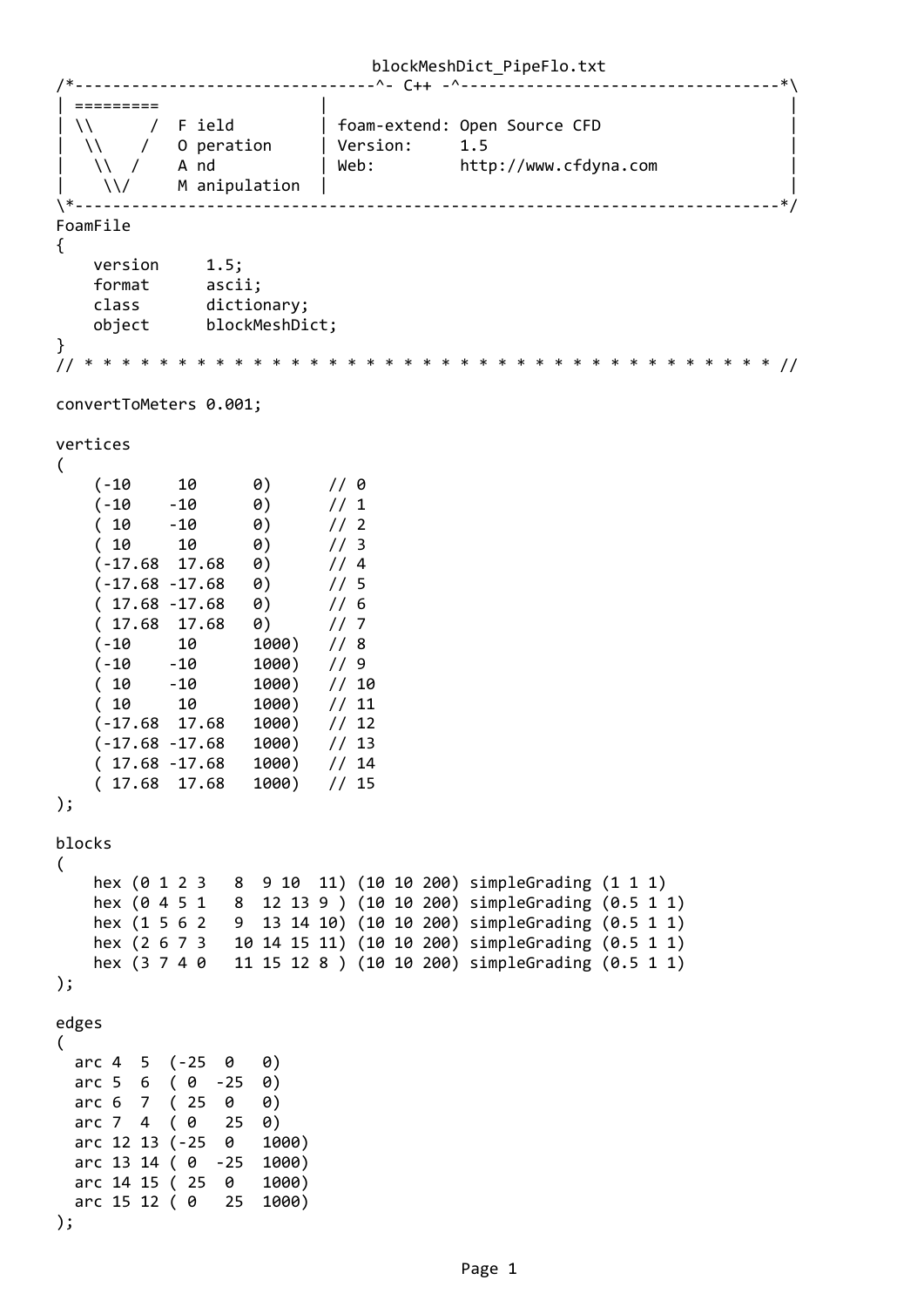blockMeshDict_PipeFlo.txt

```
/*--------------------------------^- C++ -^----------------------------------*\
| =========                 |                                                 |
| \\      /  F ield         | foam-extend: Open Source CFD                    |
|  \\    /   O peration     | Version:     1.5                                |
|   \\  /    A nd           | Web:         http://www.cfdyna.com              |
|    \\/     M anipulation  |                                                 |
\*---------------------------------------------------------------------------*/
FoamFile
{
    version     1.5;
    format      ascii;
    class       dictionary;
    object      blockMeshDict;
}
// * * * * * * * * * * * * * * * * * * * * * * * * * * * * * * * * * * * * * //

convertToMeters 0.001;

vertices
(
    (-10     10      0)      // 0
    (-10    -10      0)      // 1
    ( 10    -10      0)      // 2
    ( 10     10      0)      // 3
    (-17.68  17.68   0)      // 4
    (-17.68 -17.68   0)      // 5
    ( 17.68 -17.68   0)      // 6
    ( 17.68  17.68   0)      // 7
    (-10     10      1000)   // 8
    (-10    -10      1000)   // 9
    ( 10    -10      1000)   // 10
    ( 10     10      1000)   // 11
    (-17.68  17.68   1000)   // 12
    (-17.68 -17.68   1000)   // 13
    ( 17.68 -17.68   1000)   // 14
    ( 17.68  17.68   1000)   // 15
);

blocks
(
    hex (0 1 2 3   8  9 10  11) (10 10 200) simpleGrading (1 1 1)
    hex (0 4 5 1   8  12 13 9 ) (10 10 200) simpleGrading (0.5 1 1)
    hex (1 5 6 2   9  13 14 10) (10 10 200) simpleGrading (0.5 1 1)
    hex (2 6 7 3   10 14 15 11) (10 10 200) simpleGrading (0.5 1 1)
    hex (3 7 4 0   11 15 12 8 ) (10 10 200) simpleGrading (0.5 1 1)
);

edges
(
  arc 4  5  (-25  0   0)
  arc 5  6  ( 0  -25  0)
  arc 6  7  ( 25  0   0)
  arc 7  4  ( 0   25  0)
  arc 12 13 (-25  0   1000)
  arc 13 14 ( 0  -25  1000)
  arc 14 15 ( 25  0   1000)
  arc 15 12 ( 0   25  1000)
);
```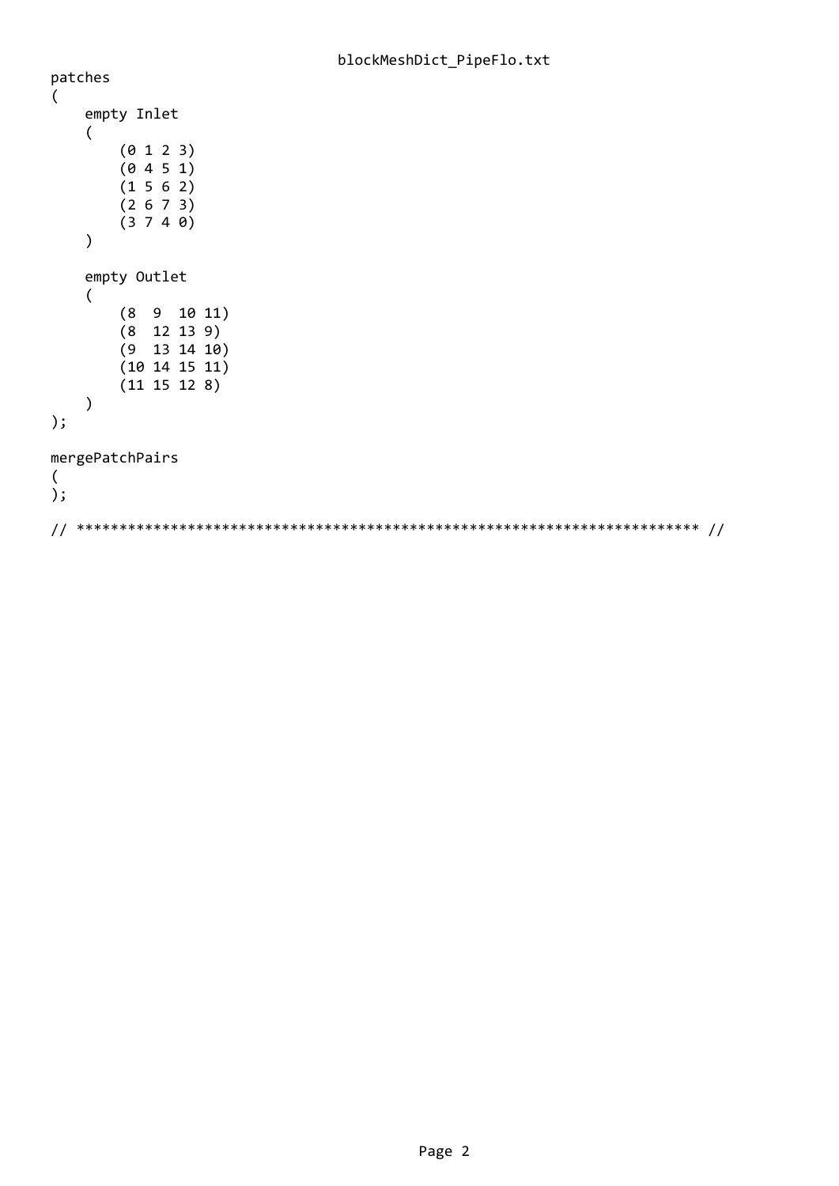```
patches
(
    empty Inlet
    (
        (0 1 2 3)
        (0 4 5 1)
        (1 5 6 2)
        (2 6 7 3)
        (3 7 4 0)
    )

    empty Outlet
    (
        (8  9  10 11)
        (8  12 13 9)
        (9  13 14 10)
        (10 14 15 11)
        (11 15 12 8)
    )
);

mergePatchPairs
(
);

// ************************************************************************* //
```